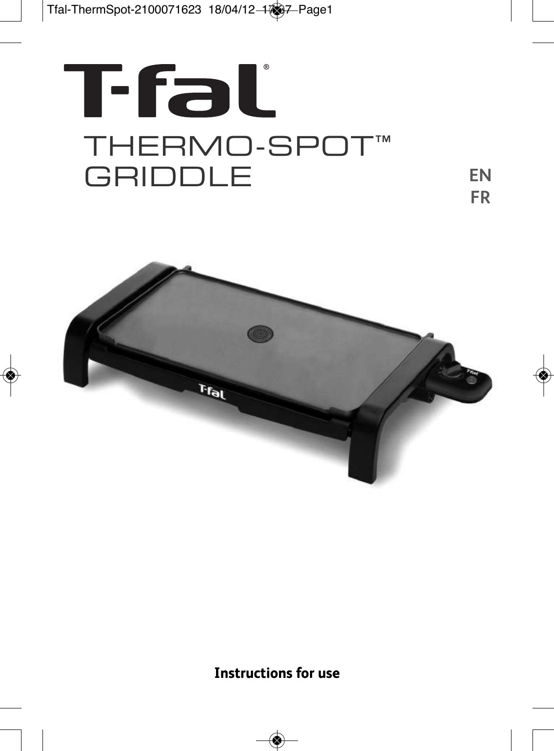# T-fal®

## THERMO-SPOT™ GRIDDLE

EN
FR

**Instructions for use**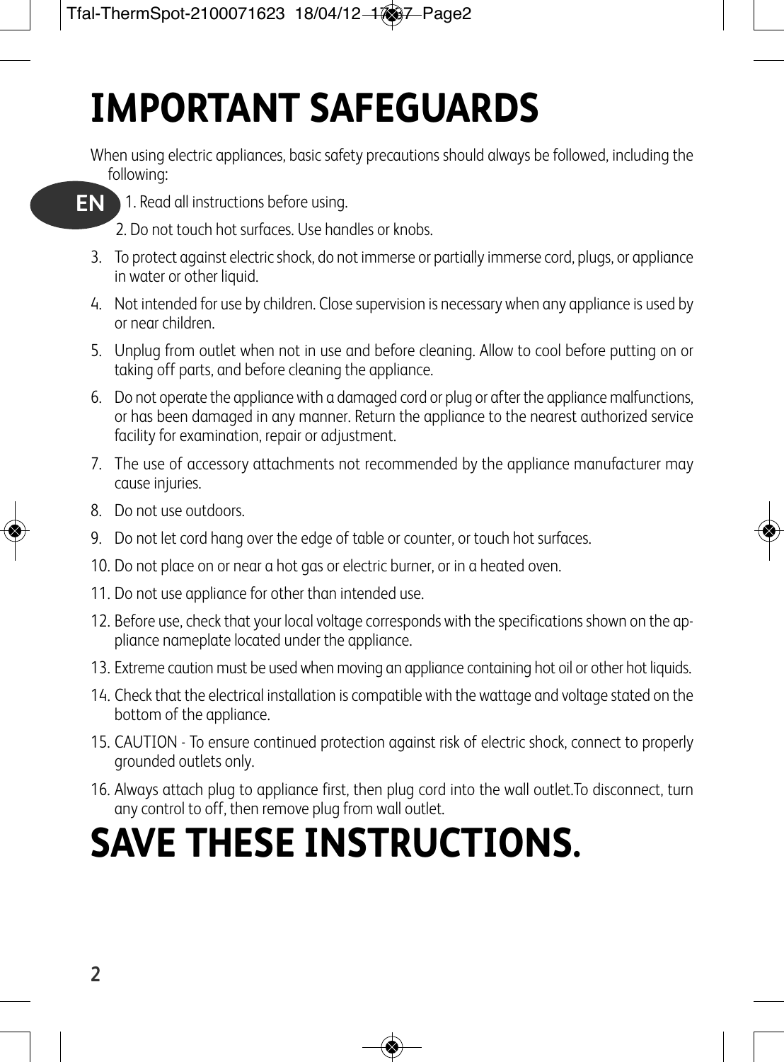# IMPORTANT SAFEGUARDS

When using electric appliances, basic safety precautions should always be followed, including the following:

EN

1. Read all instructions before using.
2. Do not touch hot surfaces. Use handles or knobs.
3. To protect against electric shock, do not immerse or partially immerse cord, plugs, or appliance in water or other liquid.
4. Not intended for use by children. Close supervision is necessary when any appliance is used by or near children.
5. Unplug from outlet when not in use and before cleaning. Allow to cool before putting on or taking off parts, and before cleaning the appliance.
6. Do not operate the appliance with a damaged cord or plug or after the appliance malfunctions, or has been damaged in any manner. Return the appliance to the nearest authorized service facility for examination, repair or adjustment.
7. The use of accessory attachments not recommended by the appliance manufacturer may cause injuries.
8. Do not use outdoors.
9. Do not let cord hang over the edge of table or counter, or touch hot surfaces.
10. Do not place on or near a hot gas or electric burner, or in a heated oven.
11. Do not use appliance for other than intended use.
12. Before use, check that your local voltage corresponds with the specifications shown on the appliance nameplate located under the appliance.
13. Extreme caution must be used when moving an appliance containing hot oil or other hot liquids.
14. Check that the electrical installation is compatible with the wattage and voltage stated on the bottom of the appliance.
15. CAUTION - To ensure continued protection against risk of electric shock, connect to properly grounded outlets only.
16. Always attach plug to appliance first, then plug cord into the wall outlet.To disconnect, turn any control to off, then remove plug from wall outlet.

# SAVE THESE INSTRUCTIONS.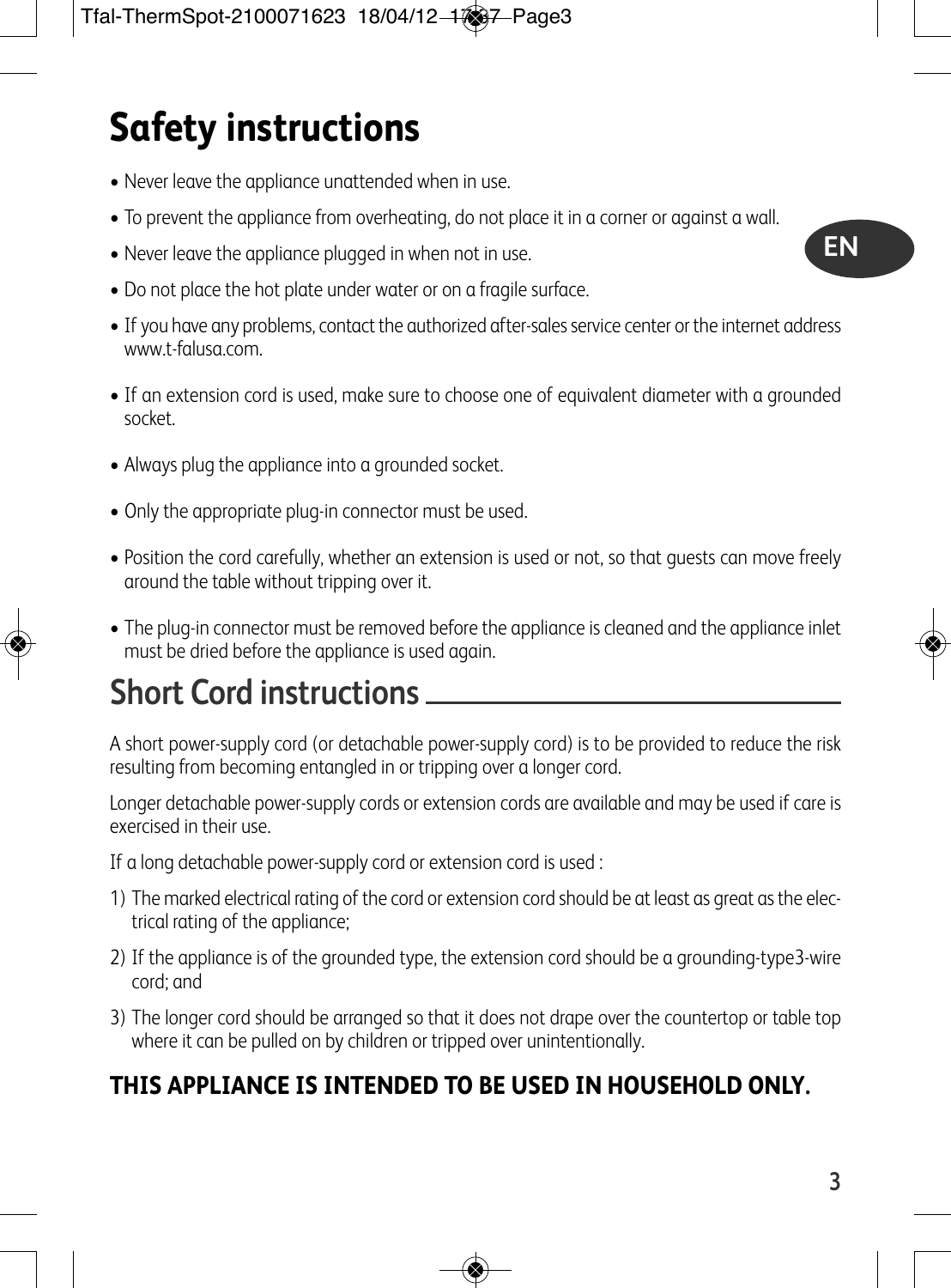# Safety instructions

- Never leave the appliance unattended when in use.
- To prevent the appliance from overheating, do not place it in a corner or against a wall.
- Never leave the appliance plugged in when not in use.
- Do not place the hot plate under water or on a fragile surface.
- If you have any problems, contact the authorized after-sales service center or the internet address www.t-falusa.com.
- If an extension cord is used, make sure to choose one of equivalent diameter with a grounded socket.
- Always plug the appliance into a grounded socket.
- Only the appropriate plug-in connector must be used.
- Position the cord carefully, whether an extension is used or not, so that guests can move freely around the table without tripping over it.
- The plug-in connector must be removed before the appliance is cleaned and the appliance inlet must be dried before the appliance is used again.

## Short Cord instructions

A short power-supply cord (or detachable power-supply cord) is to be provided to reduce the risk resulting from becoming entangled in or tripping over a longer cord.

Longer detachable power-supply cords or extension cords are available and may be used if care is exercised in their use.

If a long detachable power-supply cord or extension cord is used :

1) The marked electrical rating of the cord or extension cord should be at least as great as the electrical rating of the appliance;
2) If the appliance is of the grounded type, the extension cord should be a grounding-type3-wire cord; and
3) The longer cord should be arranged so that it does not drape over the countertop or table top where it can be pulled on by children or tripped over unintentionally.

**THIS APPLIANCE IS INTENDED TO BE USED IN HOUSEHOLD ONLY.**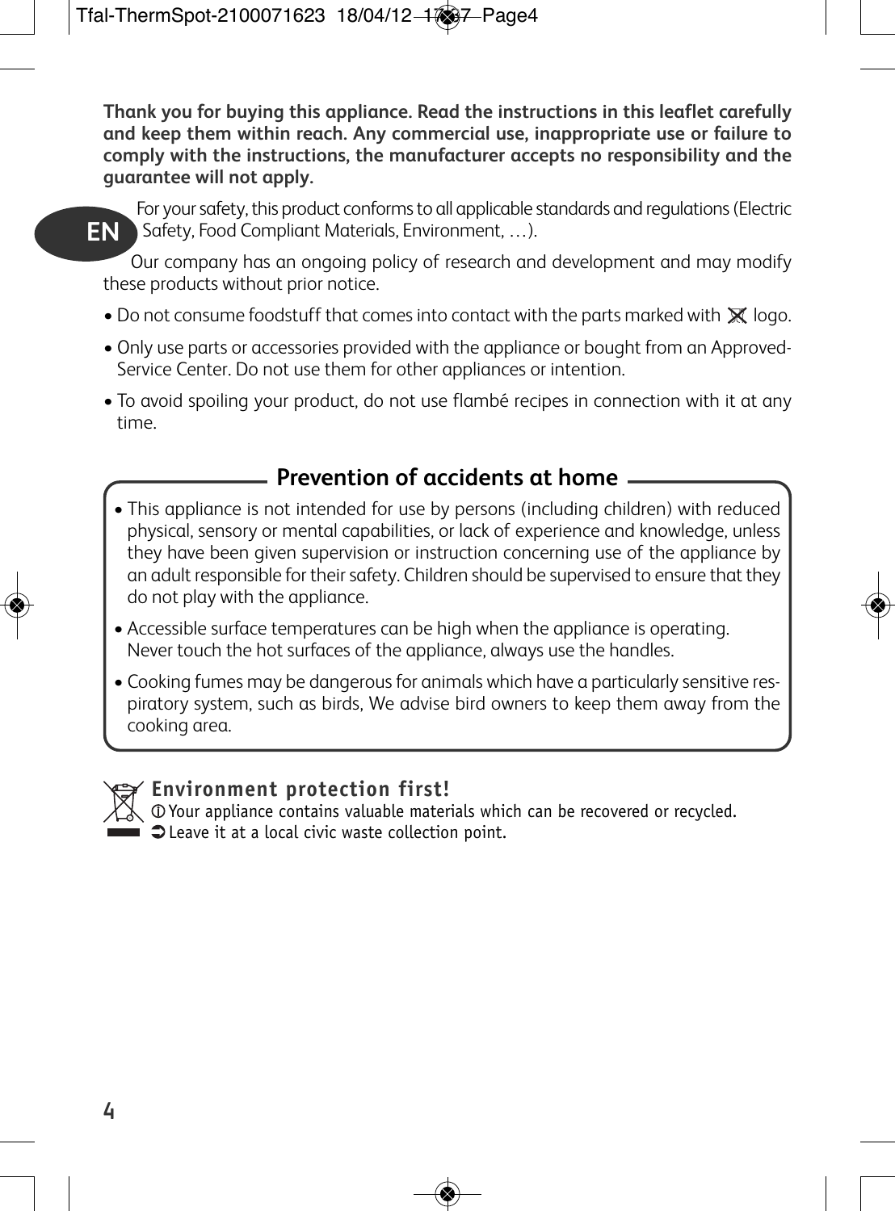**Thank you for buying this appliance. Read the instructions in this leaflet carefully and keep them within reach. Any commercial use, inappropriate use or failure to comply with the instructions, the manufacturer accepts no responsibility and the guarantee will not apply.**

EN

For your safety, this product conforms to all applicable standards and regulations (Electric Safety, Food Compliant Materials, Environment, …).

Our company has an ongoing policy of research and development and may modify these products without prior notice.

- Do not consume foodstuff that comes into contact with the parts marked with logo.
- Only use parts or accessories provided with the appliance or bought from an Approved-Service Center. Do not use them for other appliances or intention.
- To avoid spoiling your product, do not use flambé recipes in connection with it at any time.

## Prevention of accidents at home

- This appliance is not intended for use by persons (including children) with reduced physical, sensory or mental capabilities, or lack of experience and knowledge, unless they have been given supervision or instruction concerning use of the appliance by an adult responsible for their safety. Children should be supervised to ensure that they do not play with the appliance.
- Accessible surface temperatures can be high when the appliance is operating. Never touch the hot surfaces of the appliance, always use the handles.
- Cooking fumes may be dangerous for animals which have a particularly sensitive respiratory system, such as birds, We advise bird owners to keep them away from the cooking area.

## Environment protection first!

ⓘ Your appliance contains valuable materials which can be recovered or recycled.

➲ Leave it at a local civic waste collection point.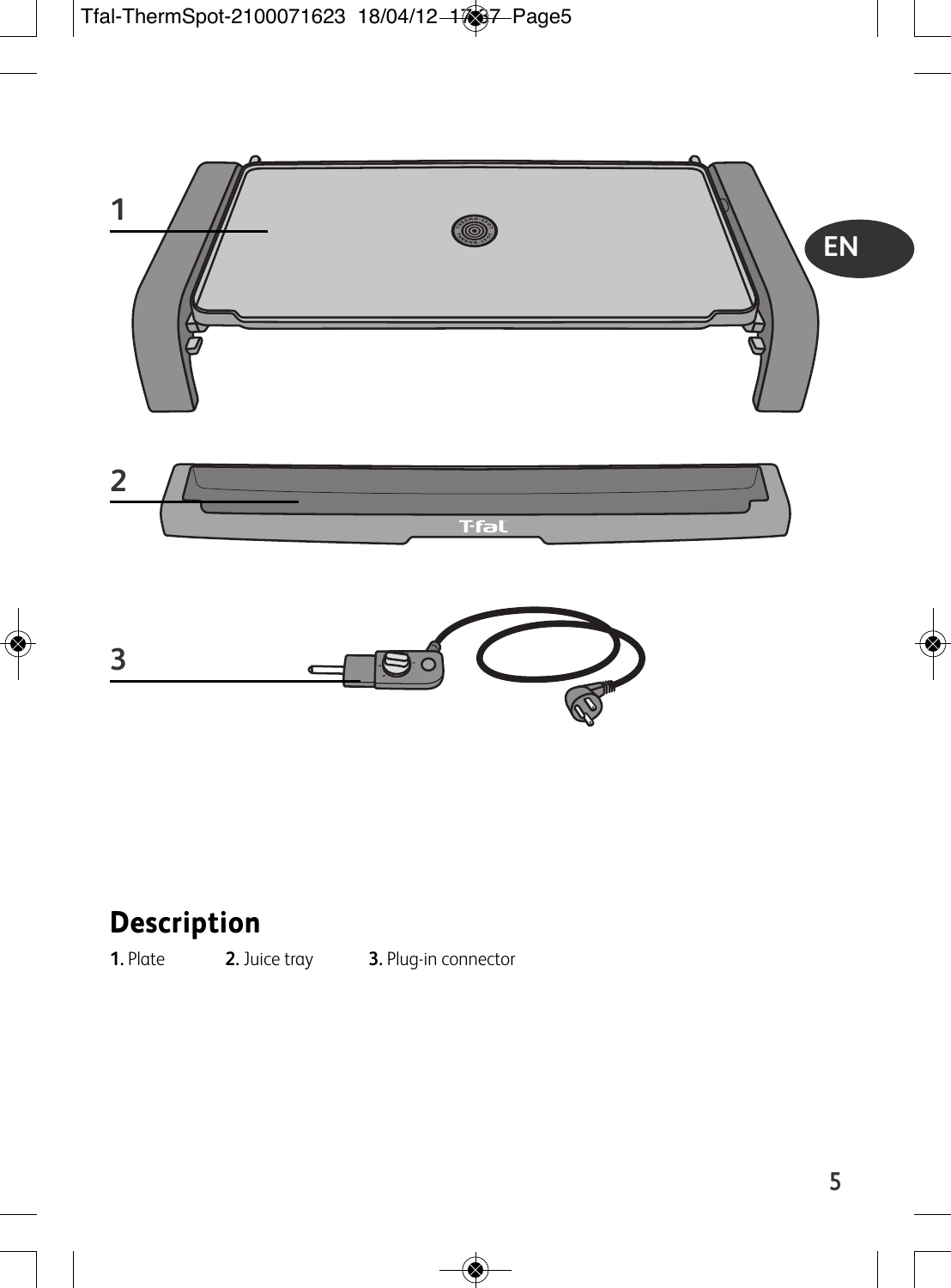## Description

**1.** Plate **2.** Juice tray **3.** Plug-in connector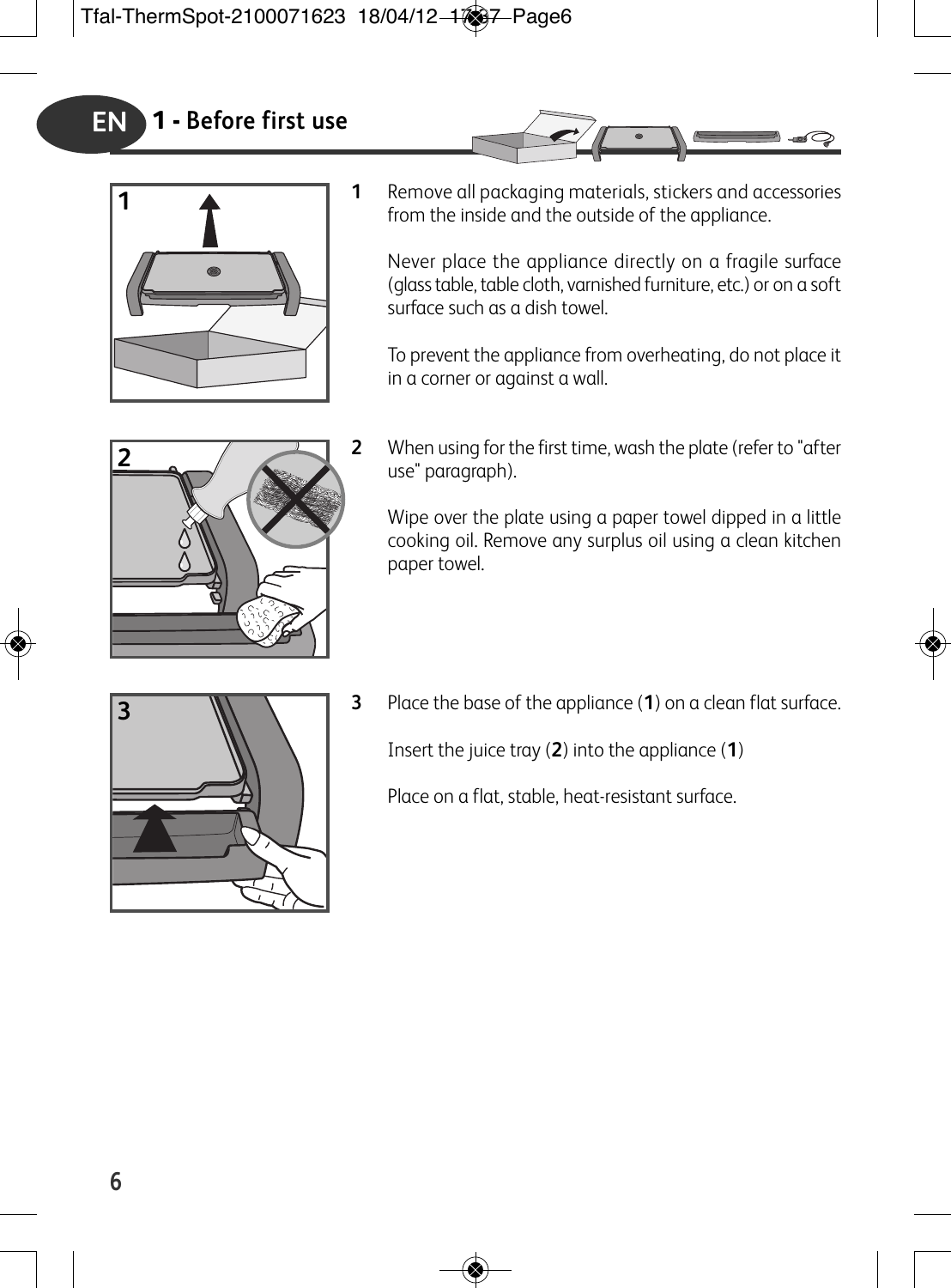# EN 1 - Before first use

**1** Remove all packaging materials, stickers and accessories from the inside and the outside of the appliance.

Never place the appliance directly on a fragile surface (glass table, table cloth, varnished furniture, etc.) or on a soft surface such as a dish towel.

To prevent the appliance from overheating, do not place it in a corner or against a wall.

**2** When using for the first time, wash the plate (refer to "after use" paragraph).

Wipe over the plate using a paper towel dipped in a little cooking oil. Remove any surplus oil using a clean kitchen paper towel.

**3** Place the base of the appliance (**1**) on a clean flat surface.

Insert the juice tray (**2**) into the appliance (**1**)

Place on a flat, stable, heat-resistant surface.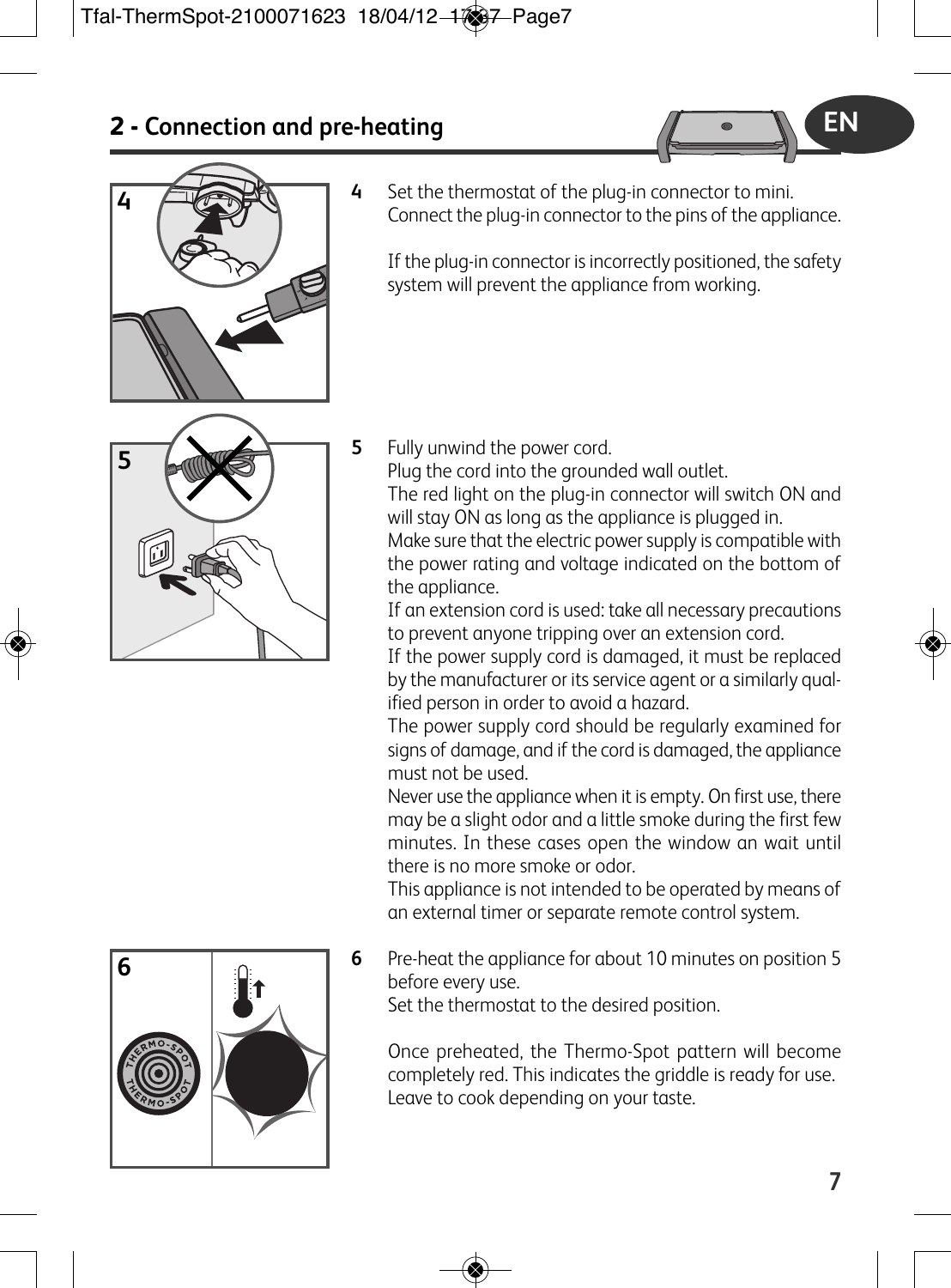## 2 - Connection and pre-heating

**4** Set the thermostat of the plug-in connector to mini.
Connect the plug-in connector to the pins of the appliance.

If the plug-in connector is incorrectly positioned, the safety system will prevent the appliance from working.

**5** Fully unwind the power cord.
Plug the cord into the grounded wall outlet.
The red light on the plug-in connector will switch ON and will stay ON as long as the appliance is plugged in.
Make sure that the electric power supply is compatible with the power rating and voltage indicated on the bottom of the appliance.
If an extension cord is used: take all necessary precautions to prevent anyone tripping over an extension cord.
If the power supply cord is damaged, it must be replaced by the manufacturer or its service agent or a similarly qualified person in order to avoid a hazard.
The power supply cord should be regularly examined for signs of damage, and if the cord is damaged, the appliance must not be used.
Never use the appliance when it is empty. On first use, there may be a slight odor and a little smoke during the first few minutes. In these cases open the window an wait until there is no more smoke or odor.
This appliance is not intended to be operated by means of an external timer or separate remote control system.

**6** Pre-heat the appliance for about 10 minutes on position 5 before every use.
Set the thermostat to the desired position.

Once preheated, the Thermo-Spot pattern will become completely red. This indicates the griddle is ready for use.
Leave to cook depending on your taste.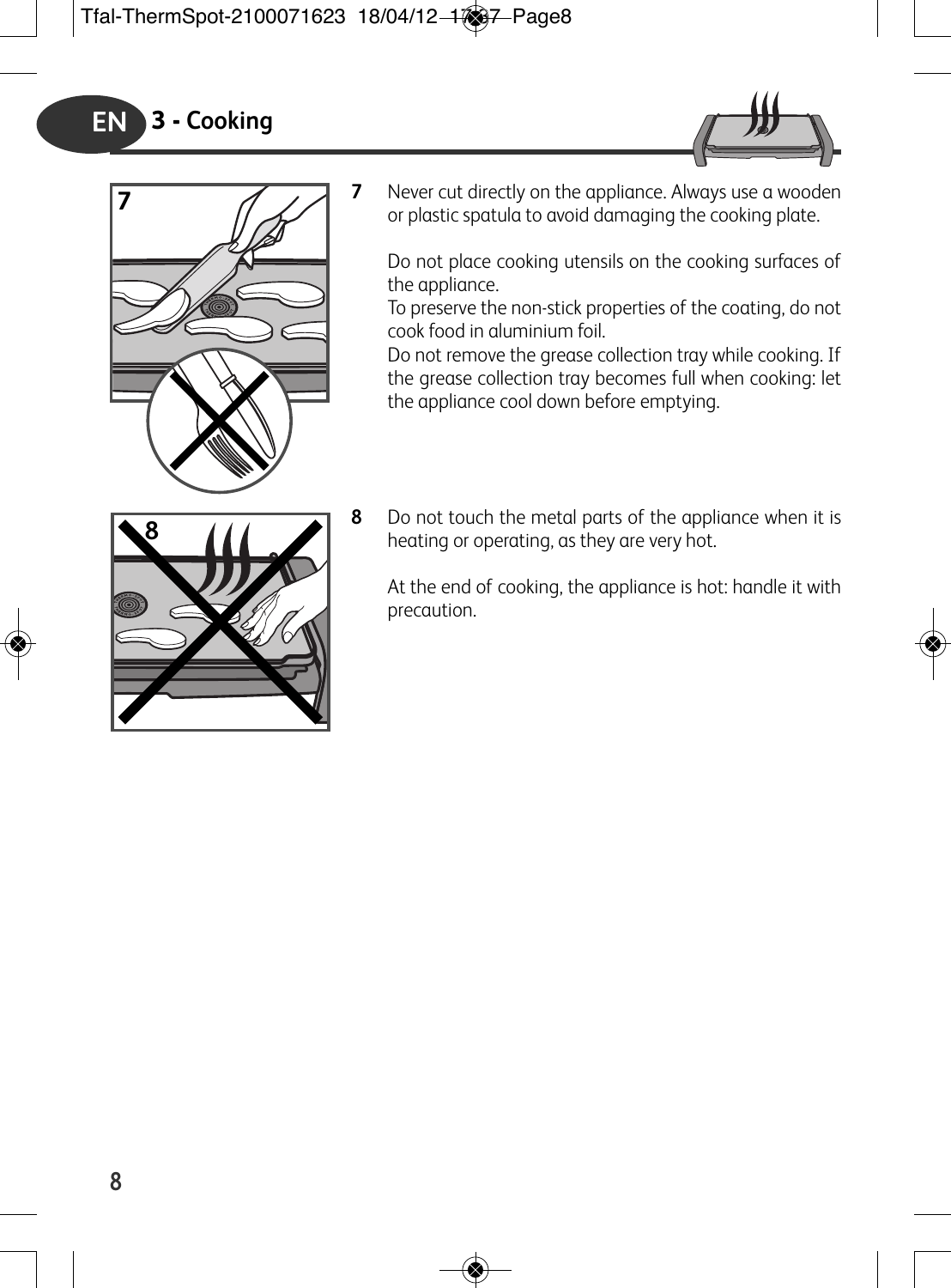# 3 - Cooking

**7** Never cut directly on the appliance. Always use a wooden or plastic spatula to avoid damaging the cooking plate.

Do not place cooking utensils on the cooking surfaces of the appliance.
To preserve the non-stick properties of the coating, do not cook food in aluminium foil.
Do not remove the grease collection tray while cooking. If the grease collection tray becomes full when cooking: let the appliance cool down before emptying.

**8** Do not touch the metal parts of the appliance when it is heating or operating, as they are very hot.

At the end of cooking, the appliance is hot: handle it with precaution.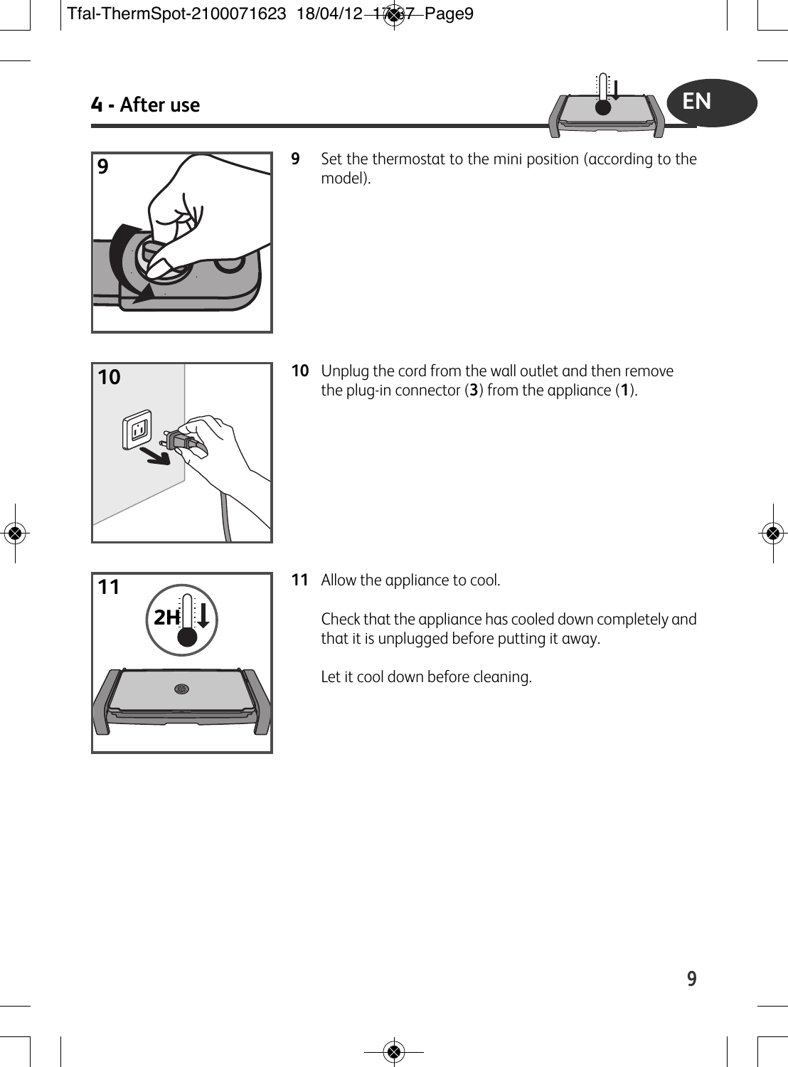## 4 - After use

**9** Set the thermostat to the mini position (according to the model).

**10** Unplug the cord from the wall outlet and then remove the plug-in connector (**3**) from the appliance (**1**).

**11** Allow the appliance to cool.

Check that the appliance has cooled down completely and that it is unplugged before putting it away.

Let it cool down before cleaning.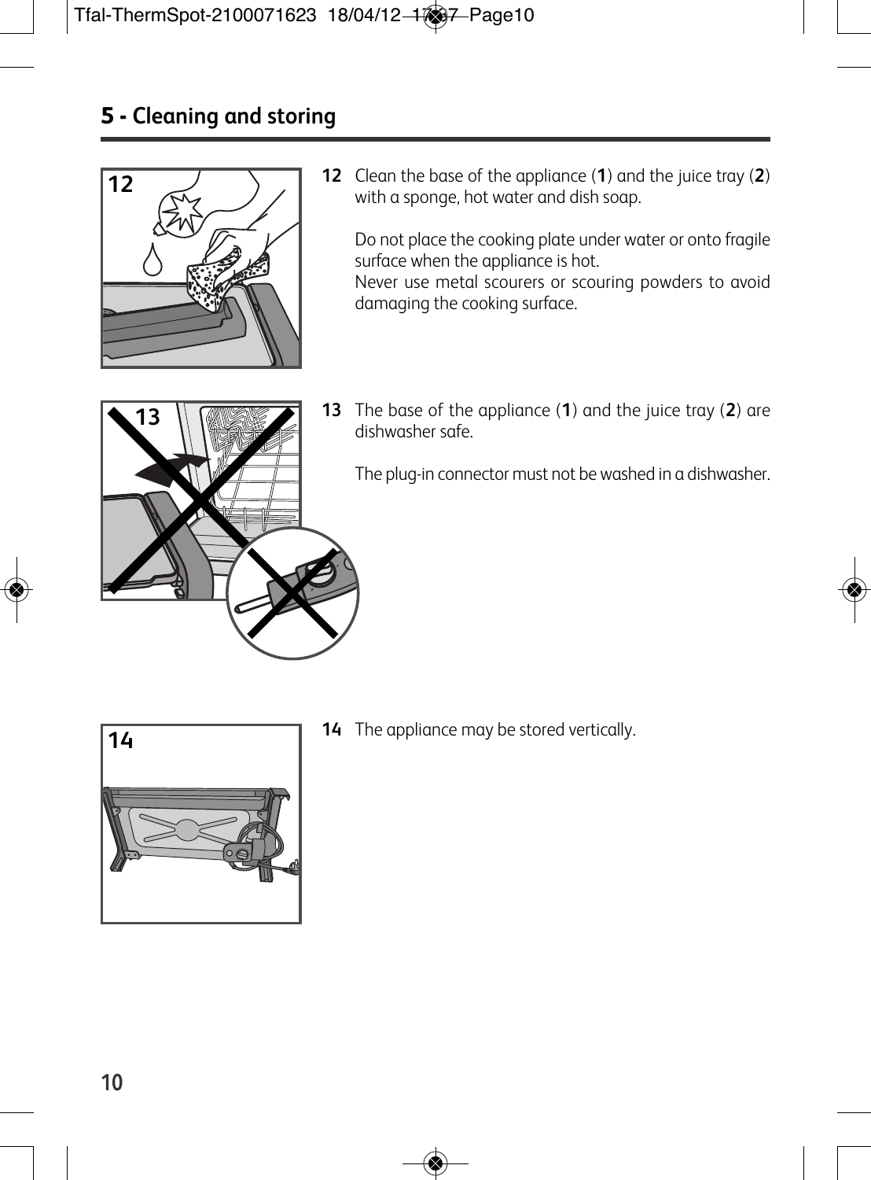## 5 - Cleaning and storing

**12** Clean the base of the appliance (**1**) and the juice tray (**2**) with a sponge, hot water and dish soap.

Do not place the cooking plate under water or onto fragile surface when the appliance is hot.
Never use metal scourers or scouring powders to avoid damaging the cooking surface.

**13** The base of the appliance (**1**) and the juice tray (**2**) are dishwasher safe.

The plug-in connector must not be washed in a dishwasher.

**14** The appliance may be stored vertically.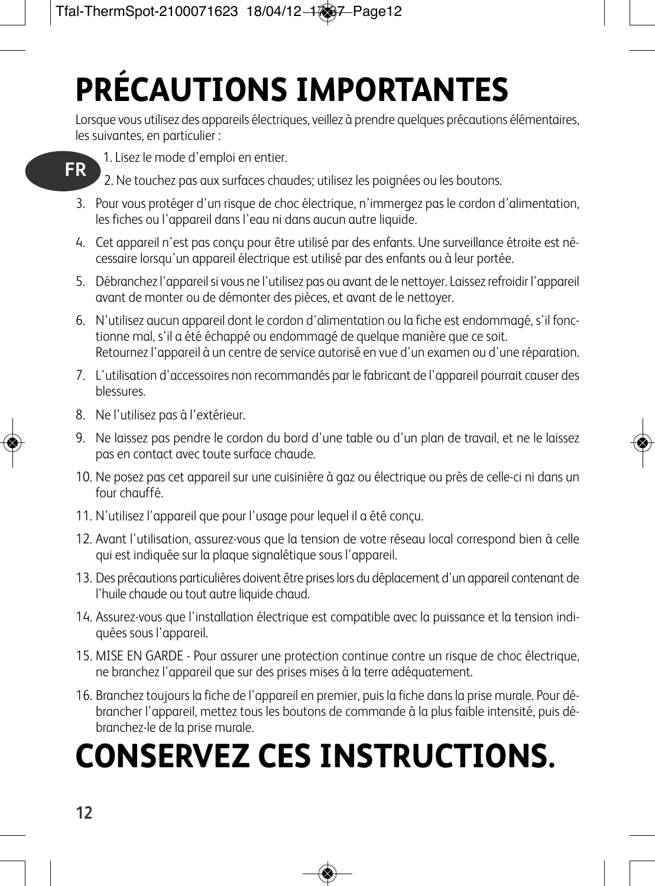# PRÉCAUTIONS IMPORTANTES

Lorsque vous utilisez des appareils électriques, veillez à prendre quelques précautions élémentaires, les suivantes, en particulier :

1. Lisez le mode d'emploi en entier.
2. Ne touchez pas aux surfaces chaudes; utilisez les poignées ou les boutons.
3. Pour vous protéger d'un risque de choc électrique, n'immergez pas le cordon d'alimentation, les fiches ou l'appareil dans l'eau ni dans aucun autre liquide.
4. Cet appareil n'est pas conçu pour être utilisé par des enfants. Une surveillance étroite est nécessaire lorsqu'un appareil électrique est utilisé par des enfants ou à leur portée.
5. Débranchez l'appareil si vous ne l'utilisez pas ou avant de le nettoyer. Laissez refroidir l'appareil avant de monter ou de démonter des pièces, et avant de le nettoyer.
6. N'utilisez aucun appareil dont le cordon d'alimentation ou la fiche est endommagé, s'il fonctionne mal, s'il a été échappé ou endommagé de quelque manière que ce soit.
   Retournez l'appareil à un centre de service autorisé en vue d'un examen ou d'une réparation.
7. L'utilisation d'accessoires non recommandés par le fabricant de l'appareil pourrait causer des blessures.
8. Ne l'utilisez pas à l'extérieur.
9. Ne laissez pas pendre le cordon du bord d'une table ou d'un plan de travail, et ne le laissez pas en contact avec toute surface chaude.
10. Ne posez pas cet appareil sur une cuisinière à gaz ou électrique ou près de celle-ci ni dans un four chauffé.
11. N'utilisez l'appareil que pour l'usage pour lequel il a été conçu.
12. Avant l'utilisation, assurez-vous que la tension de votre réseau local correspond bien à celle qui est indiquée sur la plaque signalétique sous l'appareil.
13. Des précautions particulières doivent être prises lors du déplacement d'un appareil contenant de l'huile chaude ou tout autre liquide chaud.
14. Assurez-vous que l'installation électrique est compatible avec la puissance et la tension indiquées sous l'appareil.
15. MISE EN GARDE - Pour assurer une protection continue contre un risque de choc électrique, ne branchez l'appareil que sur des prises mises à la terre adéquatement.
16. Branchez toujours la fiche de l'appareil en premier, puis la fiche dans la prise murale. Pour débrancher l'appareil, mettez tous les boutons de commande à la plus faible intensité, puis débranchez-le de la prise murale.

# CONSERVEZ CES INSTRUCTIONS.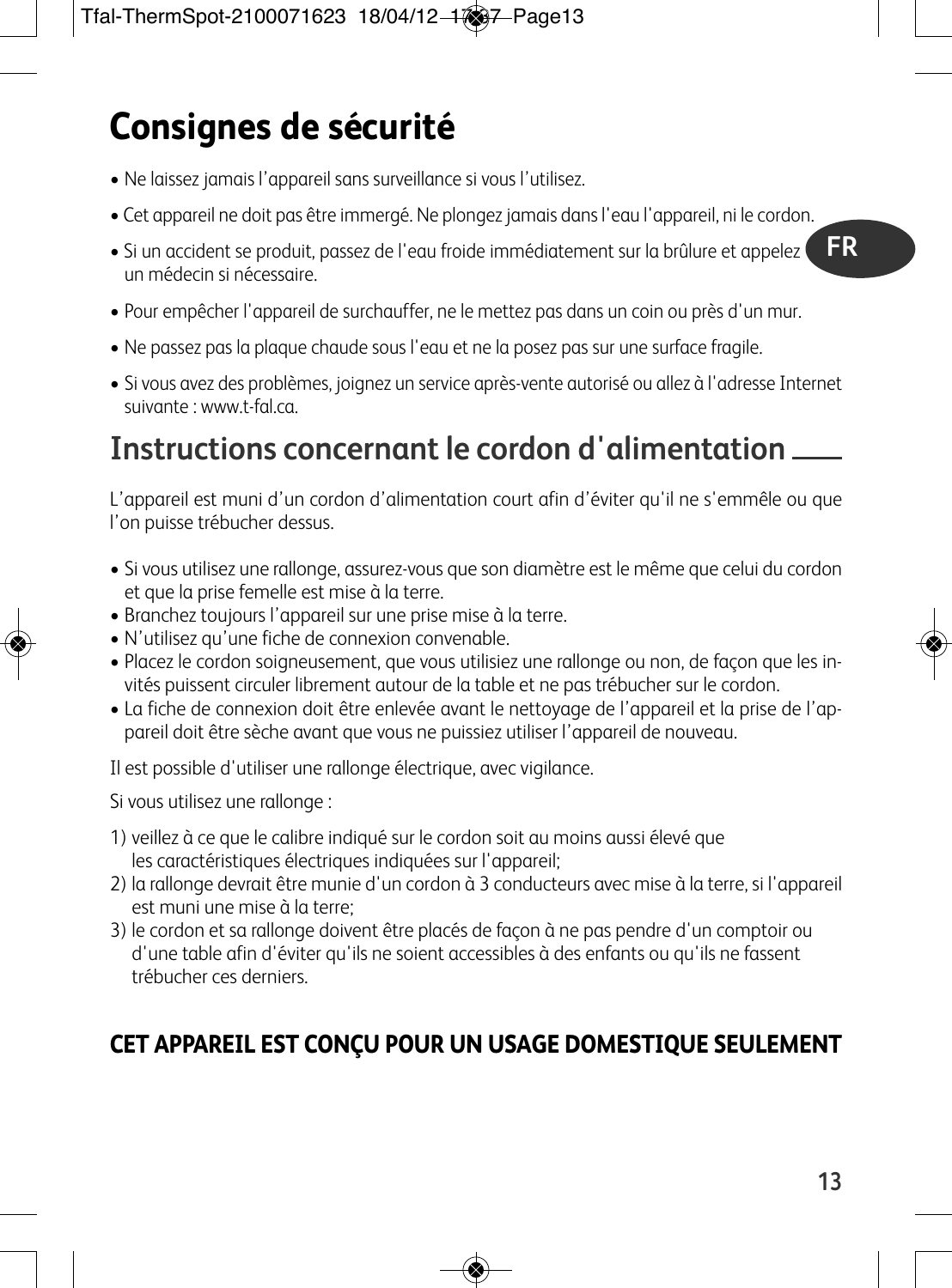# Consignes de sécurité

- Ne laissez jamais l'appareil sans surveillance si vous l'utilisez.
- Cet appareil ne doit pas être immergé. Ne plongez jamais dans l'eau l'appareil, ni le cordon.
- Si un accident se produit, passez de l'eau froide immédiatement sur la brûlure et appelez un médecin si nécessaire.
- Pour empêcher l'appareil de surchauffer, ne le mettez pas dans un coin ou près d'un mur.
- Ne passez pas la plaque chaude sous l'eau et ne la posez pas sur une surface fragile.
- Si vous avez des problèmes, joignez un service après-vente autorisé ou allez à l'adresse Internet suivante : www.t-fal.ca.

## Instructions concernant le cordon d'alimentation

L'appareil est muni d'un cordon d'alimentation court afin d'éviter qu'il ne s'emmêle ou que l'on puisse trébucher dessus.

- Si vous utilisez une rallonge, assurez-vous que son diamètre est le même que celui du cordon et que la prise femelle est mise à la terre.
- Branchez toujours l'appareil sur une prise mise à la terre.
- N'utilisez qu'une fiche de connexion convenable.
- Placez le cordon soigneusement, que vous utilisiez une rallonge ou non, de façon que les invités puissent circuler librement autour de la table et ne pas trébucher sur le cordon.
- La fiche de connexion doit être enlevée avant le nettoyage de l'appareil et la prise de l'appareil doit être sèche avant que vous ne puissiez utiliser l'appareil de nouveau.

Il est possible d'utiliser une rallonge électrique, avec vigilance.

Si vous utilisez une rallonge :

1) veillez à ce que le calibre indiqué sur le cordon soit au moins aussi élevé que les caractéristiques électriques indiquées sur l'appareil;
2) la rallonge devrait être munie d'un cordon à 3 conducteurs avec mise à la terre, si l'appareil est muni une mise à la terre;
3) le cordon et sa rallonge doivent être placés de façon à ne pas pendre d'un comptoir ou d'une table afin d'éviter qu'ils ne soient accessibles à des enfants ou qu'ils ne fassent trébucher ces derniers.

**CET APPAREIL EST CONÇU POUR UN USAGE DOMESTIQUE SEULEMENT**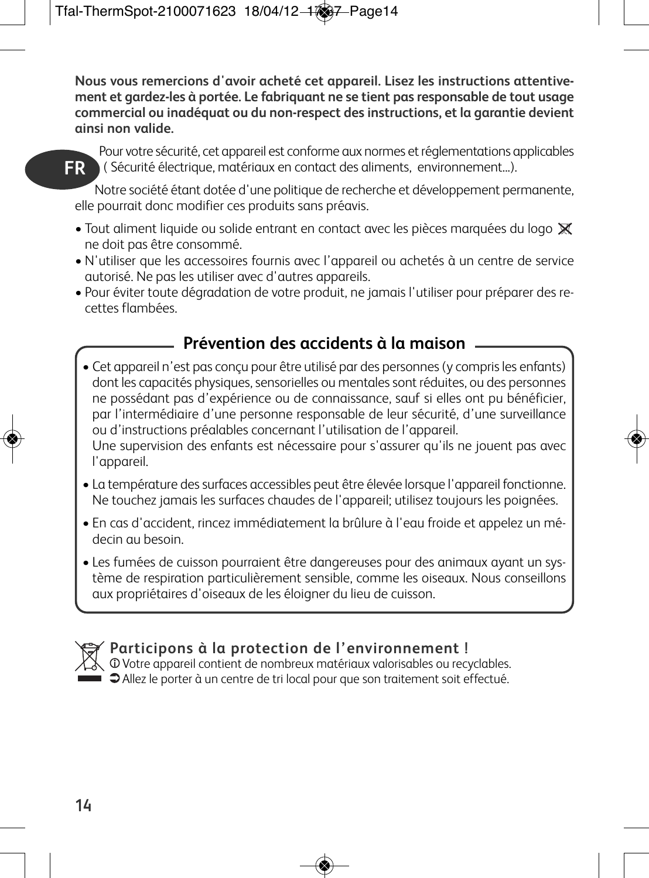**Nous vous remercions d'avoir acheté cet appareil. Lisez les instructions attentivement et gardez-les à portée. Le fabriquant ne se tient pas responsable de tout usage commercial ou inadéquat ou du non-respect des instructions, et la garantie devient ainsi non valide.**

**FR**

Pour votre sécurité, cet appareil est conforme aux normes et réglementations applicables ( Sécurité électrique, matériaux en contact des aliments, environnement...).

Notre société étant dotée d'une politique de recherche et développement permanente, elle pourrait donc modifier ces produits sans préavis.

- Tout aliment liquide ou solide entrant en contact avec les pièces marquées du logo ne doit pas être consommé.
- N'utiliser que les accessoires fournis avec l'appareil ou achetés à un centre de service autorisé. Ne pas les utiliser avec d'autres appareils.
- Pour éviter toute dégradation de votre produit, ne jamais l'utiliser pour préparer des recettes flambées.

## Prévention des accidents à la maison

- Cet appareil n'est pas conçu pour être utilisé par des personnes (y compris les enfants) dont les capacités physiques, sensorielles ou mentales sont réduites, ou des personnes ne possédant pas d'expérience ou de connaissance, sauf si elles ont pu bénéficier, par l'intermédiaire d'une personne responsable de leur sécurité, d'une surveillance ou d'instructions préalables concernant l'utilisation de l'appareil.
  Une supervision des enfants est nécessaire pour s'assurer qu'ils ne jouent pas avec l'appareil.
- La température des surfaces accessibles peut être élevée lorsque l'appareil fonctionne. Ne touchez jamais les surfaces chaudes de l'appareil; utilisez toujours les poignées.
- En cas d'accident, rincez immédiatement la brûlure à l'eau froide et appelez un médecin au besoin.
- Les fumées de cuisson pourraient être dangereuses pour des animaux ayant un système de respiration particulièrement sensible, comme les oiseaux. Nous conseillons aux propriétaires d'oiseaux de les éloigner du lieu de cuisson.

## Participons à la protection de l'environnement !

ⓘ Votre appareil contient de nombreux matériaux valorisables ou recyclables.

➲ Allez le porter à un centre de tri local pour que son traitement soit effectué.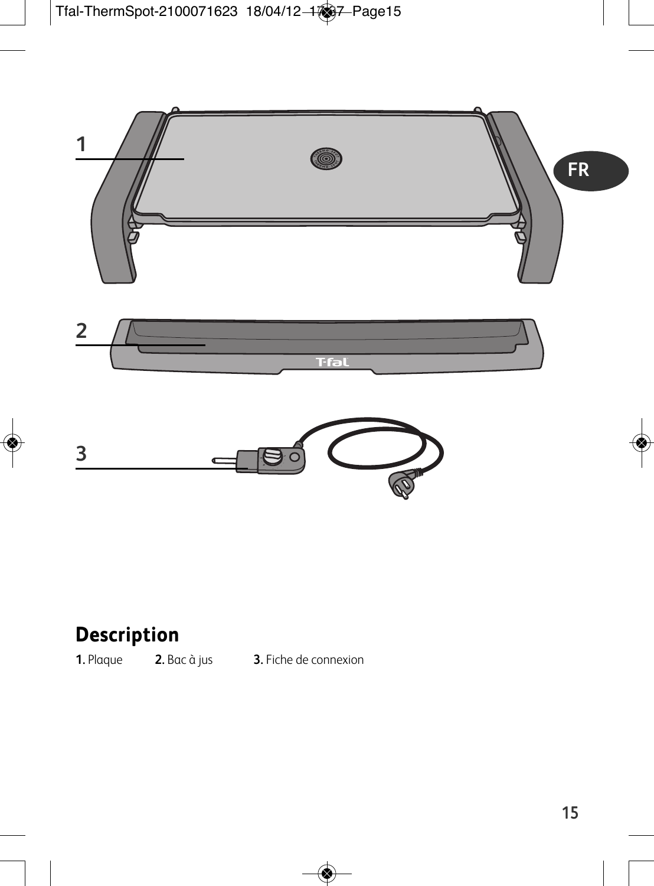## Description

**1.** Plaque **2.** Bac à jus **3.** Fiche de connexion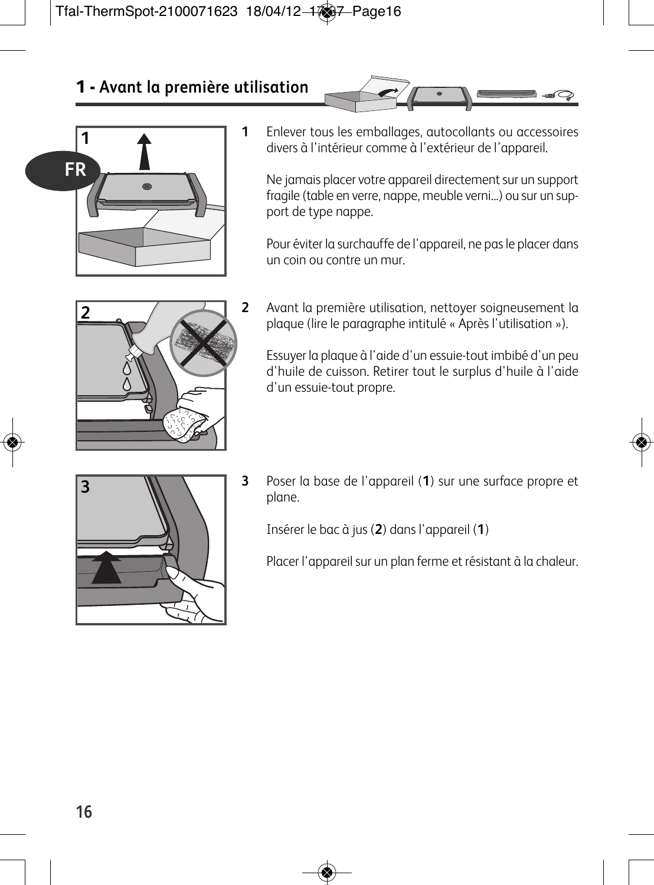## 1 - Avant la première utilisation

**1** Enlever tous les emballages, autocollants ou accessoires divers à l'intérieur comme à l'extérieur de l'appareil.

Ne jamais placer votre appareil directement sur un support fragile (table en verre, nappe, meuble verni...) ou sur un support de type nappe.

Pour éviter la surchauffe de l'appareil, ne pas le placer dans un coin ou contre un mur.

**2** Avant la première utilisation, nettoyer soigneusement la plaque (lire le paragraphe intitulé « Après l'utilisation »).

Essuyer la plaque à l'aide d'un essuie-tout imbibé d'un peu d'huile de cuisson. Retirer tout le surplus d'huile à l'aide d'un essuie-tout propre.

**3** Poser la base de l'appareil (**1**) sur une surface propre et plane.

Insérer le bac à jus (**2**) dans l'appareil (**1**)

Placer l'appareil sur un plan ferme et résistant à la chaleur.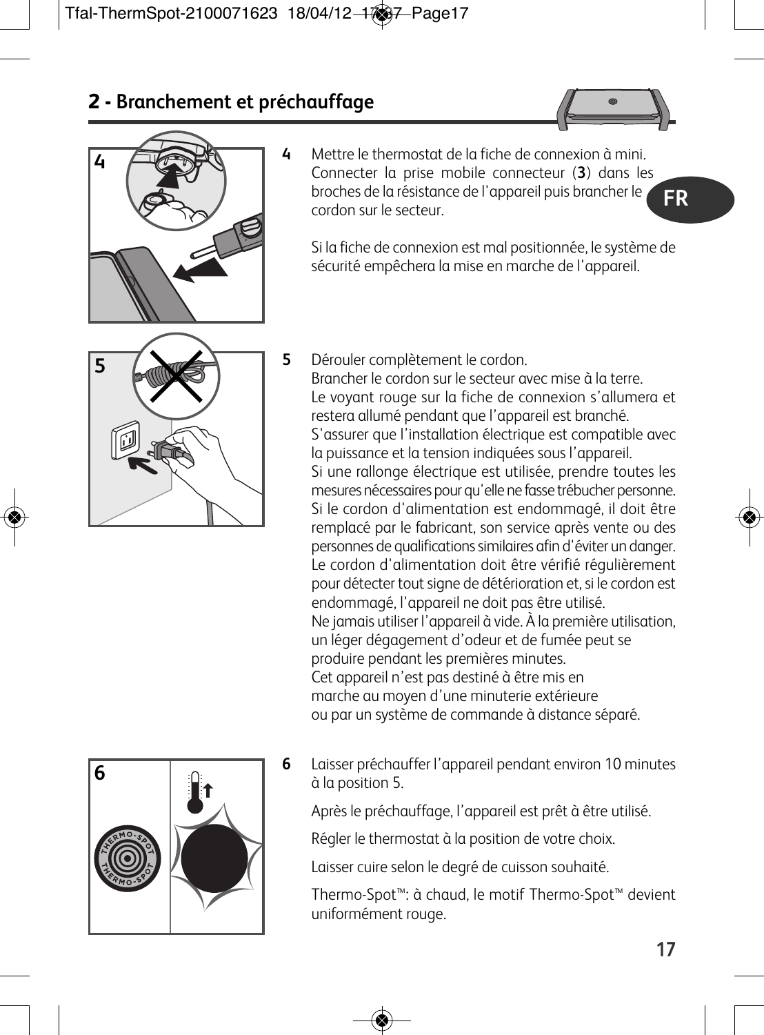## 2 - Branchement et préchauffage

**4** Mettre le thermostat de la fiche de connexion à mini. Connecter la prise mobile connecteur (**3**) dans les broches de la résistance de l'appareil puis brancher le cordon sur le secteur.

Si la fiche de connexion est mal positionnée, le système de sécurité empêchera la mise en marche de l'appareil.

**5** Dérouler complètement le cordon.
Brancher le cordon sur le secteur avec mise à la terre.
Le voyant rouge sur la fiche de connexion s'allumera et restera allumé pendant que l'appareil est branché.
S'assurer que l'installation électrique est compatible avec la puissance et la tension indiquées sous l'appareil.
Si une rallonge électrique est utilisée, prendre toutes les mesures nécessaires pour qu'elle ne fasse trébucher personne.
Si le cordon d'alimentation est endommagé, il doit être remplacé par le fabricant, son service après vente ou des personnes de qualifications similaires afin d'éviter un danger.
Le cordon d'alimentation doit être vérifié régulièrement pour détecter tout signe de détérioration et, si le cordon est endommagé, l'appareil ne doit pas être utilisé.
Ne jamais utiliser l'appareil à vide. À la première utilisation, un léger dégagement d'odeur et de fumée peut se produire pendant les premières minutes.
Cet appareil n'est pas destiné à être mis en marche au moyen d'une minuterie extérieure ou par un système de commande à distance séparé.

**6** Laisser préchauffer l'appareil pendant environ 10 minutes à la position 5.

Après le préchauffage, l'appareil est prêt à être utilisé.

Régler le thermostat à la position de votre choix.

Laisser cuire selon le degré de cuisson souhaité.

Thermo-Spot™: à chaud, le motif Thermo-Spot™ devient uniformément rouge.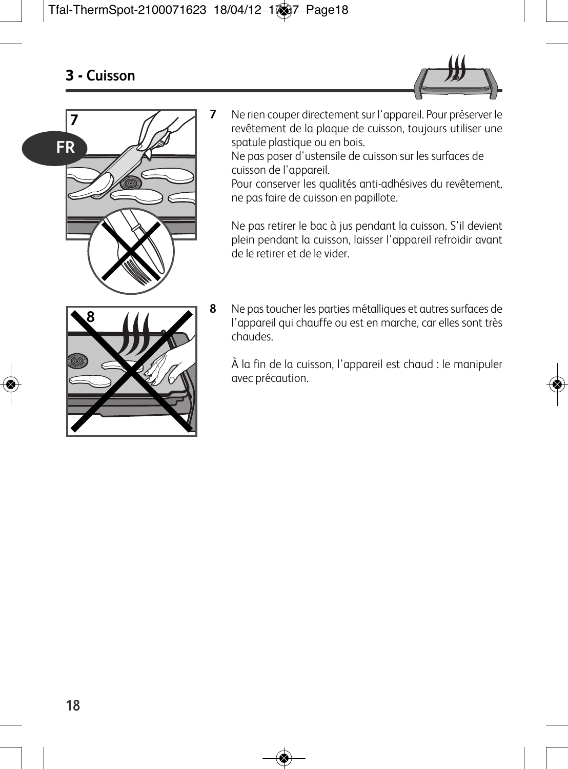## 3 - Cuisson

**7** Ne rien couper directement sur l'appareil. Pour préserver le revêtement de la plaque de cuisson, toujours utiliser une spatule plastique ou en bois.
Ne pas poser d'ustensile de cuisson sur les surfaces de cuisson de l'appareil.
Pour conserver les qualités anti-adhésives du revêtement, ne pas faire de cuisson en papillote.

Ne pas retirer le bac à jus pendant la cuisson. S'il devient plein pendant la cuisson, laisser l'appareil refroidir avant de le retirer et de le vider.

**8** Ne pas toucher les parties métalliques et autres surfaces de l'appareil qui chauffe ou est en marche, car elles sont très chaudes.

À la fin de la cuisson, l'appareil est chaud : le manipuler avec précaution.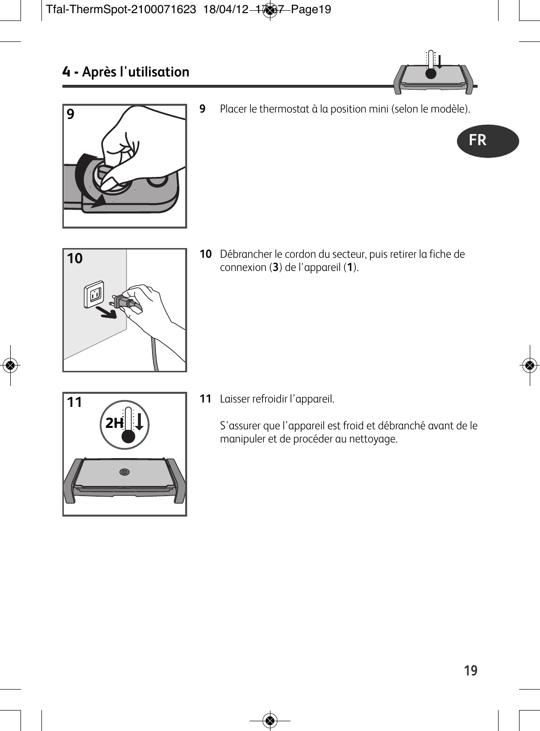## 4 - Après l'utilisation

**9** Placer le thermostat à la position mini (selon le modèle).

**10** Débrancher le cordon du secteur, puis retirer la fiche de connexion (**3**) de l'appareil (**1**).

**11** Laisser refroidir l'appareil.

S'assurer que l'appareil est froid et débranché avant de le manipuler et de procéder au nettoyage.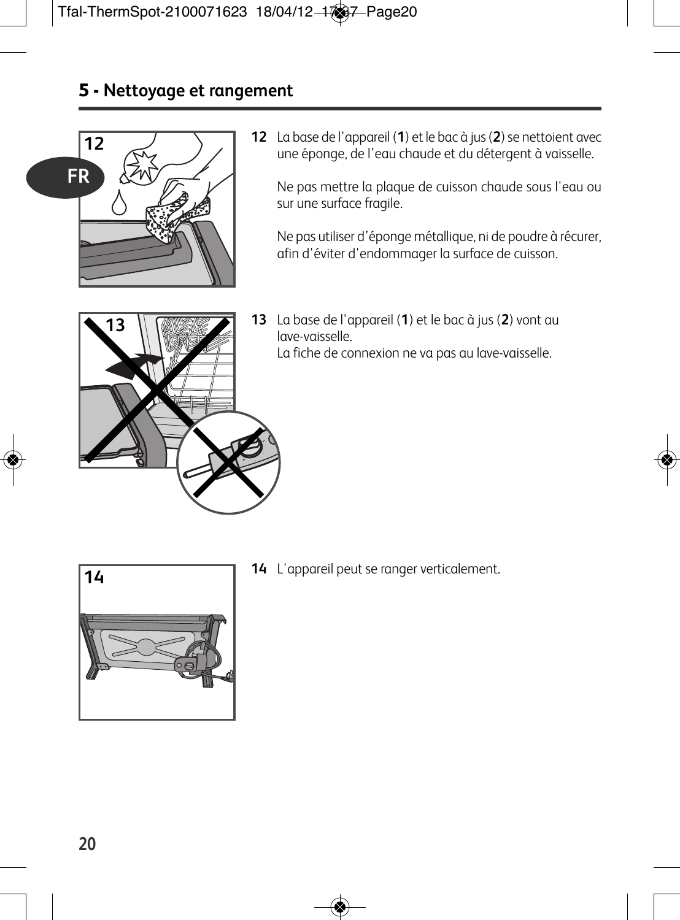## 5 - Nettoyage et rangement

**12** La base de l'appareil (**1**) et le bac à jus (**2**) se nettoient avec une éponge, de l'eau chaude et du détergent à vaisselle.

Ne pas mettre la plaque de cuisson chaude sous l'eau ou sur une surface fragile.

Ne pas utiliser d'éponge métallique, ni de poudre à récurer, afin d'éviter d'endommager la surface de cuisson.

**13** La base de l'appareil (**1**) et le bac à jus (**2**) vont au lave-vaisselle.
La fiche de connexion ne va pas au lave-vaisselle.

**14** L'appareil peut se ranger verticalement.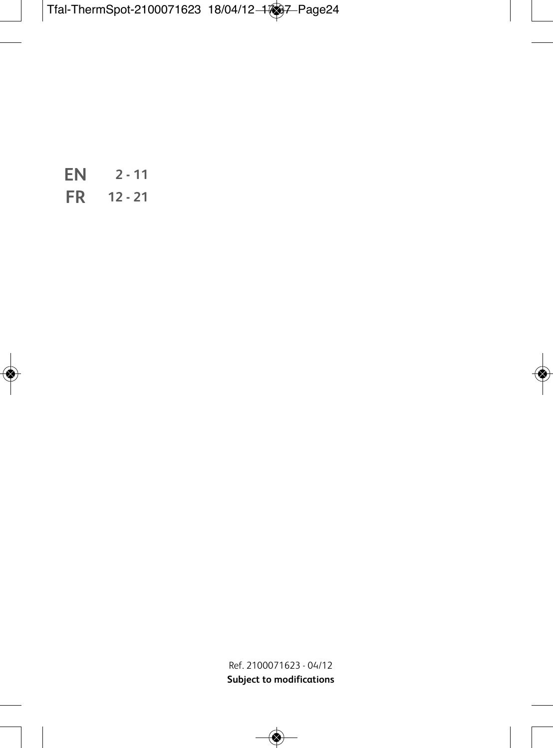EN 2 - 11

FR 12 - 21

Ref. 2100071623 - 04/12

**Subject to modifications**